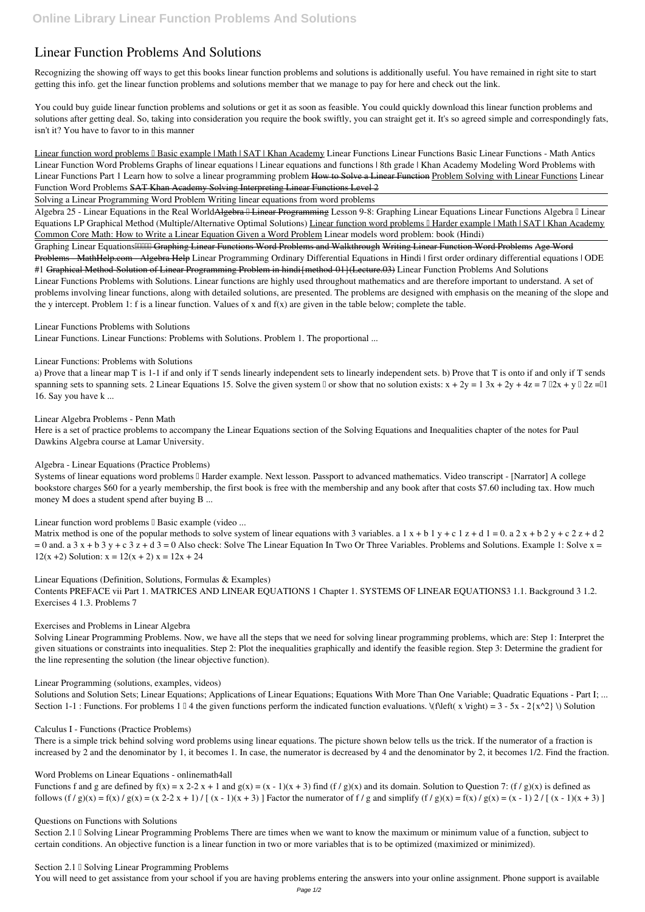# Linear Function Problems And Solutions

Recognizing the showing off ways to get this books linear function problems and solutions is additionally useful. You have remained in right site to start getting this info. get the linear function problems and solutions member that we manage to pay for here and check out the link.

You could buy guide linear function problems and solutions or get it as soon as feasible. You could quickly download this linear function problems and solutions after getting deal. So, taking into consideration you require the book swiftly, you can straight get it. It's so agreed simple and correspondingly fats, isn't it? You have to favor to in this manner

Linear function word problems – Basic example | Math | SAT | Khan Academy *Linear Functions* *Linear Functions* Basic Linear Functions - Math Antics *Linear Function Word Problems* *Graphs of linear equations | Linear equations and functions | 8th grade | Khan Academy* *Modeling Word Problems with Linear Functions Part 1* *Learn how to solve a linear programming problem* ~~How to Solve a Linear Function~~ Problem Solving with Linear Functions *Linear Function Word Problems* ~~SAT Khan Academy Solving Interpreting Linear Functions Level 2~~

Solving a Linear Programming Word Problem Writing linear equations from word problems

Algebra 25 - Linear Equations in the Real World~~Algebra – Linear Programming~~ *Lesson 9-8: Graphing Linear Equations* *Linear Functions* *Algebra – Linear Equations* *LP Graphical Method (Multiple/Alternative Optimal Solutions)* Linear function word problems – Harder example | Math | SAT | Khan Academy Common Core Math: How to Write a Linear Equation Given a Word Problem *Linear models word problem: book (Hindi)*

Graphing Linear Equations~~ Graphing Linear Functions Word Problems and Walkthrough~~ ~~Writing Linear Function Word Problems~~ ~~Age Word Problems - MathHelp.com - Algebra Help~~ *Linear Programming* *Ordinary Differential Equations in Hindi | first order ordinary differential equations | ODE #1* ~~Graphical Method-Solution of Linear Programming Problem in hindi{method-01}(Lecture.03)~~ **Linear Function Problems And Solutions**

Linear Functions Problems with Solutions. Linear functions are highly used throughout mathematics and are therefore important to understand. A set of problems involving linear functions, along with detailed solutions, are presented. The problems are designed with emphasis on the meaning of the slope and the y intercept. Problem 1: f is a linear function. Values of x and f(x) are given in the table below; complete the table.

**Linear Functions Problems with Solutions**

Linear Functions. Linear Functions: Problems with Solutions. Problem 1. The proportional ...

**Linear Functions: Problems with Solutions**

a) Prove that a linear map T is 1-1 if and only if T sends linearly independent sets to linearly independent sets. b) Prove that T is onto if and only if T sends spanning sets to spanning sets. 2 Linear Equations 15. Solve the given system – or show that no solution exists: $x + 2y = 1$ $3x + 2y + 4z = 7$ $-2x + y - 2z = -1$ 16. Say you have k ...

**Linear Algebra Problems - Penn Math**

Here is a set of practice problems to accompany the Linear Equations section of the Solving Equations and Inequalities chapter of the notes for Paul Dawkins Algebra course at Lamar University.

**Algebra - Linear Equations (Practice Problems)**

Systems of linear equations word problems – Harder example. Next lesson. Passport to advanced mathematics. Video transcript - [Narrator] A college bookstore charges $60 for a yearly membership, the first book is free with the membership and any book after that costs $7.60 including tax. How much money M does a student spend after buying B ...

**Linear function word problems – Basic example (video ...**

Matrix method is one of the popular methods to solve system of linear equations with 3 variables. $a_1 x + b_1 y + c_1 z + d_1 = 0$. $a_2 x + b_2 y + c_2 z + d_2 = 0$ and. $a_3 x + b_3 y + c_3 z + d_3 = 0$ Also check: Solve The Linear Equation In Two Or Three Variables. Problems and Solutions. Example 1: Solve $x = 12(x +2)$ Solution: $x = 12(x + 2)$ $x = 12x + 24$

**Linear Equations (Definition, Solutions, Formulas & Examples)**

Contents PREFACE vii Part 1. MATRICES AND LINEAR EQUATIONS 1 Chapter 1. SYSTEMS OF LINEAR EQUATIONS3 1.1. Background 3 1.2. Exercises 4 1.3. Problems 7

**Exercises and Problems in Linear Algebra**

Solving Linear Programming Problems. Now, we have all the steps that we need for solving linear programming problems, which are: Step 1: Interpret the given situations or constraints into inequalities. Step 2: Plot the inequalities graphically and identify the feasible region. Step 3: Determine the gradient for the line representing the solution (the linear objective function).

**Linear Programming (solutions, examples, videos)**

Solutions and Solution Sets; Linear Equations; Applications of Linear Equations; Equations With More Than One Variable; Quadratic Equations - Part I; ... Section 1-1 : Functions. For problems 1 – 4 the given functions perform the indicated function evaluations. $f\left( x \right) = 3 - 5x - 2{x^2}$ Solution

**Calculus I - Functions (Practice Problems)**

There is a simple trick behind solving word problems using linear equations. The picture shown below tells us the trick. If the numerator of a fraction is increased by 2 and the denominator by 1, it becomes 1. In case, the numerator is decreased by 4 and the denominator by 2, it becomes 1/2. Find the fraction.

**Word Problems on Linear Equations - onlinemath4all**

Functions f and g are defined by $f(x) = x^2 - 2x + 1$ and $g(x) = (x - 1)(x + 3)$ find $(f / g)(x)$ and its domain. Solution to Question 7: $(f / g)(x)$ is defined as follows $(f / g)(x) = f(x) / g(x) = (x^2 - 2x + 1) / [ (x - 1)(x + 3) ]$ Factor the numerator of f / g and simplify $(f / g)(x) = f(x) / g(x) = (x - 1)^2 / [ (x - 1)(x + 3) ]$

**Questions on Functions with Solutions**

Section 2.1 – Solving Linear Programming Problems There are times when we want to know the maximum or minimum value of a function, subject to certain conditions. An objective function is a linear function in two or more variables that is to be optimized (maximized or minimized).

**Section 2.1 – Solving Linear Programming Problems**

You will need to get assistance from your school if you are having problems entering the answers into your online assignment. Phone support is available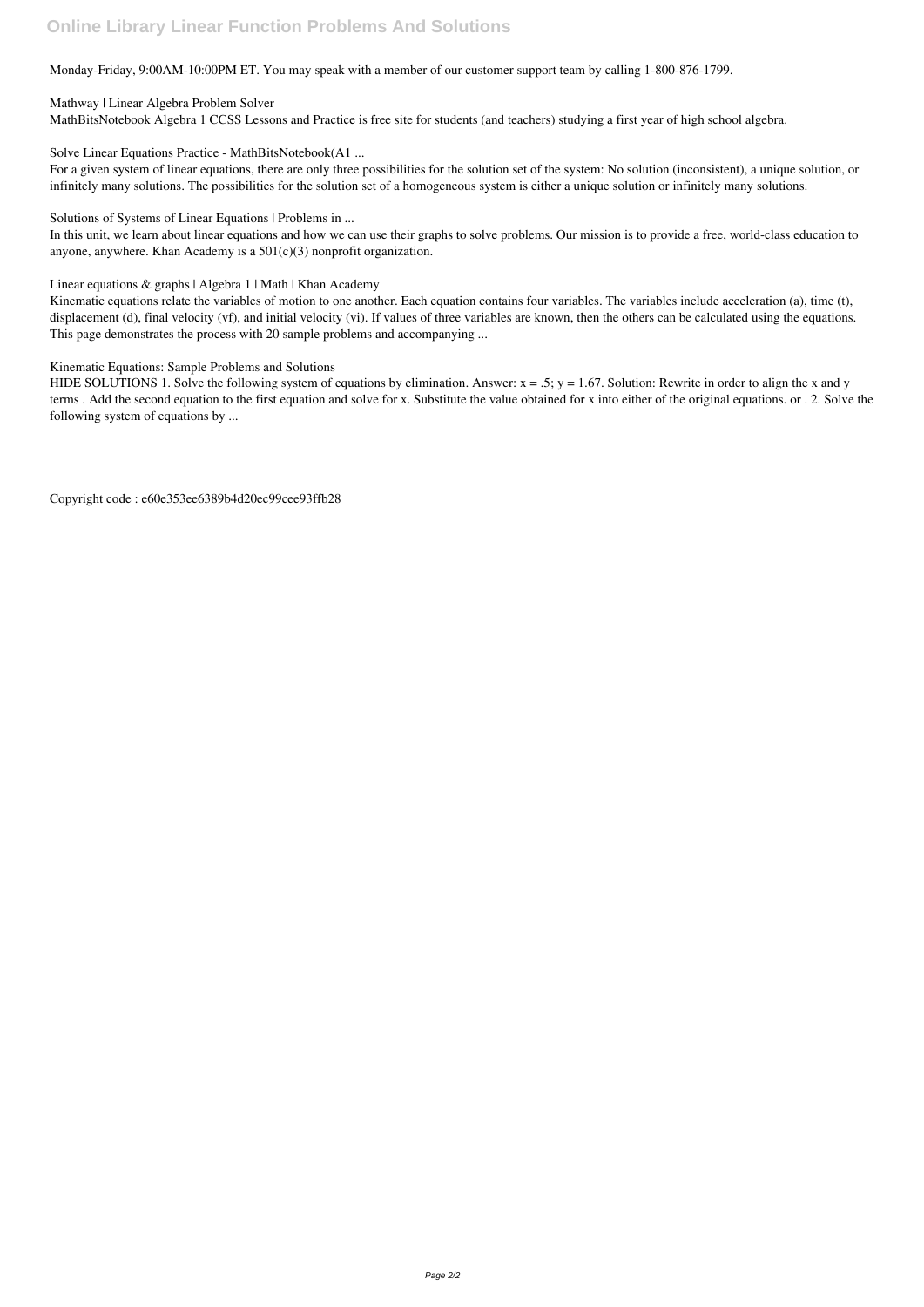Monday-Friday, 9:00AM-10:00PM ET. You may speak with a member of our customer support team by calling 1-800-876-1799.

Mathway | Linear Algebra Problem Solver

MathBitsNotebook Algebra 1 CCSS Lessons and Practice is free site for students (and teachers) studying a first year of high school algebra.

Solve Linear Equations Practice - MathBitsNotebook(A1 ...

For a given system of linear equations, there are only three possibilities for the solution set of the system: No solution (inconsistent), a unique solution, or infinitely many solutions. The possibilities for the solution set of a homogeneous system is either a unique solution or infinitely many solutions.

Solutions of Systems of Linear Equations | Problems in ...

In this unit, we learn about linear equations and how we can use their graphs to solve problems. Our mission is to provide a free, world-class education to anyone, anywhere. Khan Academy is a 501(c)(3) nonprofit organization.

Linear equations & graphs | Algebra 1 | Math | Khan Academy

Kinematic equations relate the variables of motion to one another. Each equation contains four variables. The variables include acceleration (a), time (t), displacement (d), final velocity (vf), and initial velocity (vi). If values of three variables are known, then the others can be calculated using the equations. This page demonstrates the process with 20 sample problems and accompanying ...

Kinematic Equations: Sample Problems and Solutions

HIDE SOLUTIONS 1. Solve the following system of equations by elimination. Answer: $x = .5$; $y = 1.67$. Solution: Rewrite in order to align the x and y terms . Add the second equation to the first equation and solve for x. Substitute the value obtained for x into either of the original equations. or . 2. Solve the following system of equations by ...

Copyright code : e60e353ee6389b4d20ec99cee93ffb28